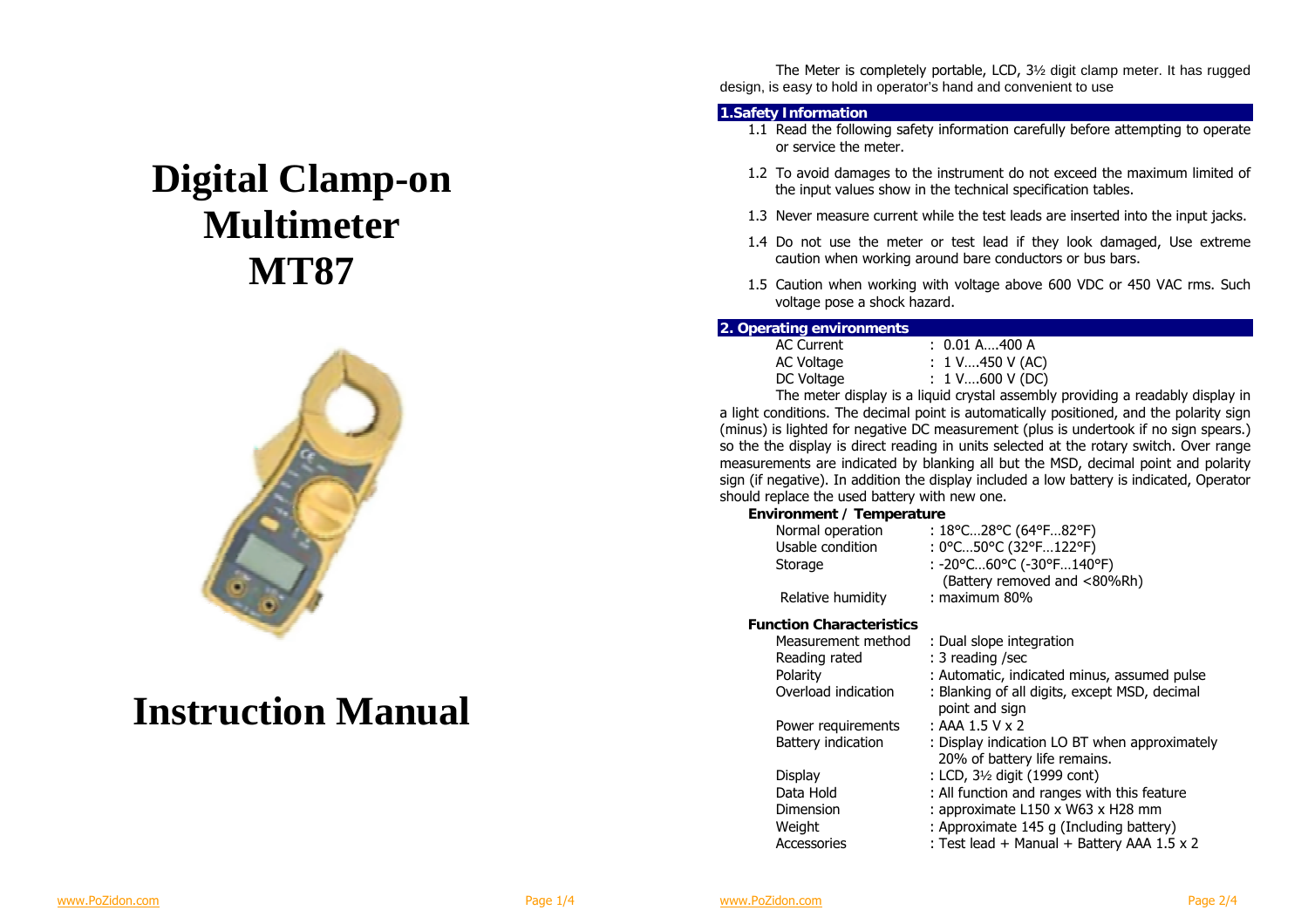# Digital Clamp-on Multimeter MT87

# Instruction Manual

The Meter is completely portable, LCD, 3½ digit clamp meter. It has rugged design, is easy to hold in operator's hand and convenient to use

## 1.Safety Information

1.1 Read the following safety information carefully before attempting to operate or service the meter.

1.2 To avoid damages to the instrument do not exceed the maximum limited of the input values show in the technical specification tables.

1.3 Never measure current while the test leads are inserted into the input jacks.

1.4 Do not use the meter or test lead if they look damaged, Use extreme caution when working around bare conductors or bus bars.

1.5 Caution when working with voltage above 600 VDC or 450 VAC rms. Such voltage pose a shock hazard.

## 2. Operating environments

| | |
|---|---|
| AC Current | : 0.01 A….400 A |
| AC Voltage | : 1 V….450 V (AC) |
| DC Voltage | : 1 V….600 V (DC) |

The meter display is a liquid crystal assembly providing a readably display in a light conditions. The decimal point is automatically positioned, and the polarity sign (minus) is lighted for negative DC measurement (plus is undertook if no sign spears.) so the the display is direct reading in units selected at the rotary switch. Over range measurements are indicated by blanking all but the MSD, decimal point and polarity sign (if negative). In addition the display included a low battery is indicated, Operator should replace the used battery with new one.

**Environment / Temperature**

| | |
|---|---|
| Normal operation | : 18°C…28°C (64°F…82°F) |
| Usable condition | : 0°C…50°C (32°F…122°F) |
| Storage | : -20°C…60°C (-30°F…140°F) (Battery removed and <80%Rh) |
| Relative humidity | : maximum 80% |

**Function Characteristics**

| | |
|---|---|
| Measurement method | : Dual slope integration |
| Reading rated | : 3 reading /sec |
| Polarity | : Automatic, indicated minus, assumed pulse |
| Overload indication | : Blanking of all digits, except MSD, decimal point and sign |
| Power requirements | : AAA 1.5 V x 2 |
| Battery indication | : Display indication LO BT when approximately 20% of battery life remains. |
| Display | : LCD, 3½ digit (1999 cont) |
| Data Hold | : All function and ranges with this feature |
| Dimension | : approximate L150 x W63 x H28 mm |
| Weight | : Approximate 145 g (Including battery) |
| Accessories | : Test lead + Manual + Battery AAA 1.5 x 2 |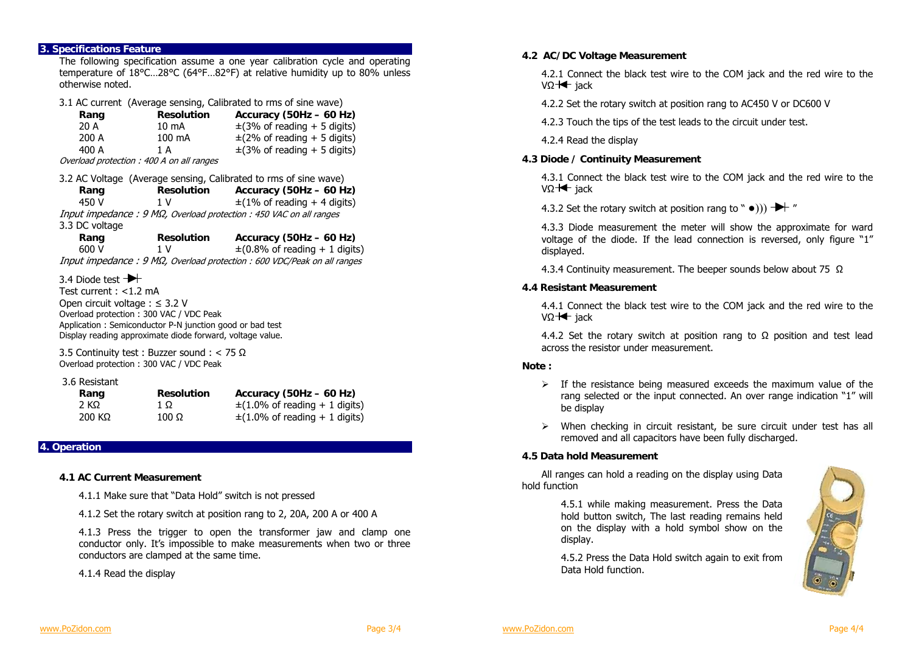## 3. Specifications Feature

The following specification assume a one year calibration cycle and operating temperature of 18°C…28°C (64°F…82°F) at relative humidity up to 80% unless otherwise noted.

3.1 AC current (Average sensing, Calibrated to rms of sine wave)

| Rang | Resolution | Accuracy (50Hz – 60 Hz) |
|---|---|---|
| 20 A | 10 mA | ±(3% of reading + 5 digits) |
| 200 A | 100 mA | ±(2% of reading + 5 digits) |
| 400 A | 1 A | ±(3% of reading + 5 digits) |

*Overload protection : 400 A on all ranges*

3.2 AC Voltage (Average sensing, Calibrated to rms of sine wave)

| Rang | Resolution | Accuracy (50Hz – 60 Hz) |
|---|---|---|
| 450 V | 1 V | ±(1% of reading + 4 digits) |

*Input impedance : 9 MΩ, Overload protection : 450 VAC on all ranges*

3.3 DC voltage

| Rang | Resolution | Accuracy (50Hz – 60 Hz) |
|---|---|---|
| 600 V | 1 V | ±(0.8% of reading + 1 digits) |

*Input impedance : 9 MΩ, Overload protection : 600 VDC/Peak on all ranges*

3.4 Diode test ⯈|
Test current : <1.2 mA
Open circuit voltage : ≤ 3.2 V
Overload protection : 300 VAC / VDC Peak
Application : Semiconductor P-N junction good or bad test
Display reading approximate diode forward, voltage value.

3.5 Continuity test : Buzzer sound : < 75 Ω
Overload protection : 300 VAC / VDC Peak

3.6 Resistant

| Rang | Resolution | Accuracy (50Hz – 60 Hz) |
|---|---|---|
| 2 KΩ | 1 Ω | ±(1.0% of reading + 1 digits) |
| 200 KΩ | 100 Ω | ±(1.0% of reading + 1 digits) |

## 4. Operation

### 4.1 AC Current Measurement

4.1.1 Make sure that “Data Hold” switch is not pressed

4.1.2 Set the rotary switch at position rang to 2, 20A, 200 A or 400 A

4.1.3 Press the trigger to open the transformer jaw and clamp one conductor only. It’s impossible to make measurements when two or three conductors are clamped at the same time.

4.1.4 Read the display

### 4.2 AC/DC Voltage Measurement

4.2.1 Connect the black test wire to the COM jack and the red wire to the VΩ⯇| jack

4.2.2 Set the rotary switch at position rang to AC450 V or DC600 V

4.2.3 Touch the tips of the test leads to the circuit under test.

4.2.4 Read the display

### 4.3 Diode / Continuity Measurement

4.3.1 Connect the black test wire to the COM jack and the red wire to the VΩ⯇| jack

4.3.2 Set the rotary switch at position rang to “ ●))) ⯈| ”

4.3.3 Diode measurement the meter will show the approximate for ward voltage of the diode. If the lead connection is reversed, only figure “1” displayed.

4.3.4 Continuity measurement. The beeper sounds below about 75 Ω

### 4.4 Resistant Measurement

4.4.1 Connect the black test wire to the COM jack and the red wire to the VΩ⯇| jack

4.4.2 Set the rotary switch at position rang to Ω position and test lead across the resistor under measurement.

**Note :**

- If the resistance being measured exceeds the maximum value of the rang selected or the input connected. An over range indication “1” will be display
- When checking in circuit resistant, be sure circuit under test has all removed and all capacitors have been fully discharged.

### 4.5 Data hold Measurement

All ranges can hold a reading on the display using Data hold function

4.5.1 while making measurement. Press the Data hold button switch, The last reading remains held on the display with a hold symbol show on the display.

4.5.2 Press the Data Hold switch again to exit from Data Hold function.